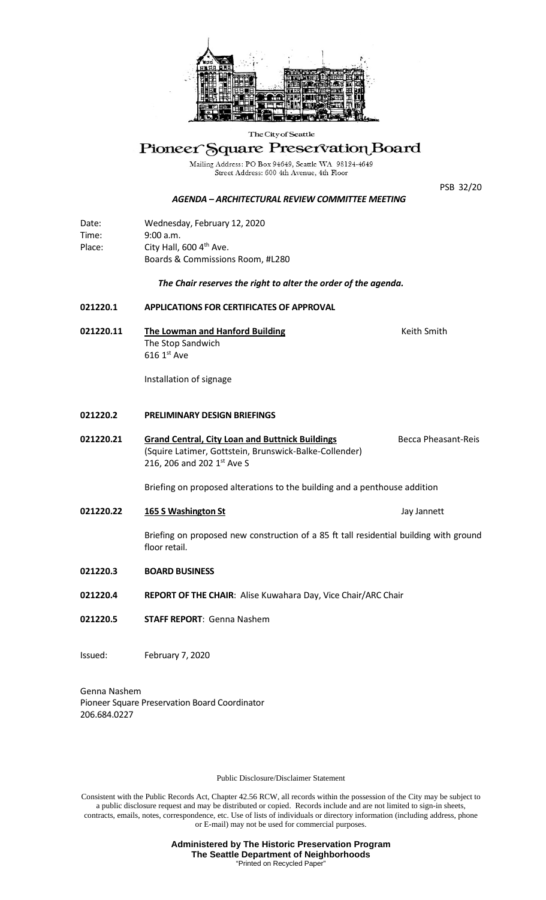The City of Seattle

# Pioneer Square Preservation Board

Mailing Address: PO Box 94649, Seattle WA 98124-4649
Street Address: 600 4th Avenue, 4th Floor

PSB 32/20

## *AGENDA – ARCHITECTURAL REVIEW COMMITTEE MEETING*

Date: Wednesday, February 12, 2020
Time: 9:00 a.m.
Place: City Hall, 600 4th Ave.
Boards & Commissions Room, #L280

***The Chair reserves the right to alter the order of the agenda.***

**021220.1 APPLICATIONS FOR CERTIFICATES OF APPROVAL**

**021220.11** **The Lowman and Hanford Building** — Keith Smith
The Stop Sandwich
616 1st Ave

Installation of signage

**021220.2 PRELIMINARY DESIGN BRIEFINGS**

**021220.21** **Grand Central, City Loan and Buttnick Buildings** — Becca Pheasant-Reis
(Squire Latimer, Gottstein, Brunswick-Balke-Collender)
216, 206 and 202 1st Ave S

Briefing on proposed alterations to the building and a penthouse addition

**021220.22** **165 S Washington St** — Jay Jannett

Briefing on proposed new construction of a 85 ft tall residential building with ground floor retail.

**021220.3 BOARD BUSINESS**

**021220.4 REPORT OF THE CHAIR**: Alise Kuwahara Day, Vice Chair/ARC Chair

**021220.5 STAFF REPORT**: Genna Nashem

Issued: February 7, 2020

Genna Nashem
Pioneer Square Preservation Board Coordinator
206.684.0227

Public Disclosure/Disclaimer Statement

Consistent with the Public Records Act, Chapter 42.56 RCW, all records within the possession of the City may be subject to a public disclosure request and may be distributed or copied. Records include and are not limited to sign-in sheets, contracts, emails, notes, correspondence, etc. Use of lists of individuals or directory information (including address, phone or E-mail) may not be used for commercial purposes.

**Administered by The Historic Preservation Program**
**The Seattle Department of Neighborhoods**
"Printed on Recycled Paper"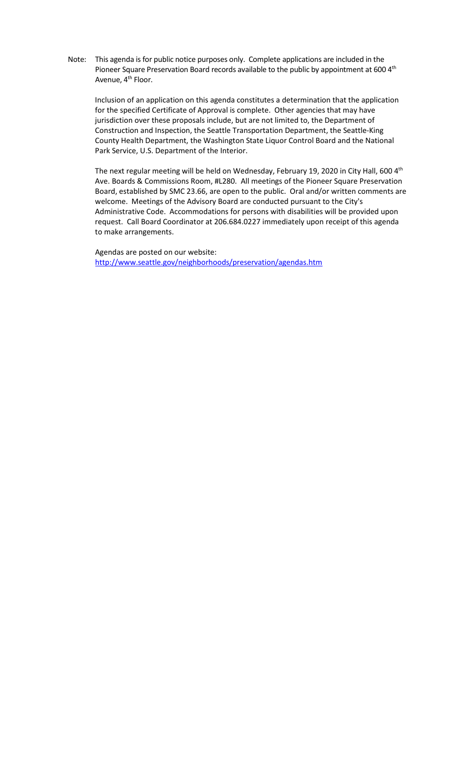Note: This agenda is for public notice purposes only. Complete applications are included in the Pioneer Square Preservation Board records available to the public by appointment at 600 4th Avenue, 4th Floor.

Inclusion of an application on this agenda constitutes a determination that the application for the specified Certificate of Approval is complete. Other agencies that may have jurisdiction over these proposals include, but are not limited to, the Department of Construction and Inspection, the Seattle Transportation Department, the Seattle-King County Health Department, the Washington State Liquor Control Board and the National Park Service, U.S. Department of the Interior.

The next regular meeting will be held on Wednesday, February 19, 2020 in City Hall, 600 4th Ave. Boards & Commissions Room, #L280. All meetings of the Pioneer Square Preservation Board, established by SMC 23.66, are open to the public. Oral and/or written comments are welcome. Meetings of the Advisory Board are conducted pursuant to the City's Administrative Code. Accommodations for persons with disabilities will be provided upon request. Call Board Coordinator at 206.684.0227 immediately upon receipt of this agenda to make arrangements.

Agendas are posted on our website:
http://www.seattle.gov/neighborhoods/preservation/agendas.htm